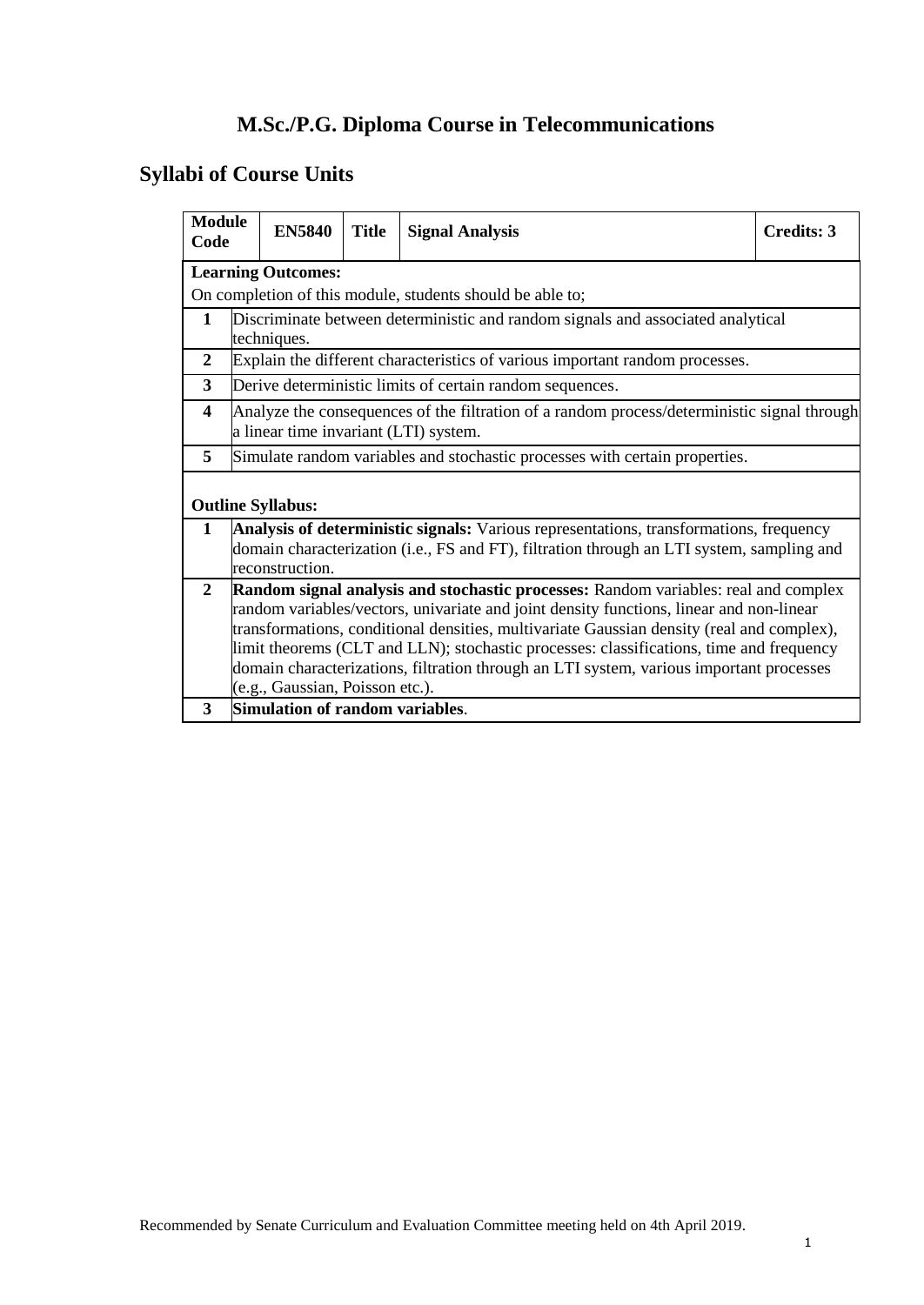# M.Sc./P.G. Diploma Course in Telecommunications

## Syllabi of Course Units

| Module Code | EN5840 | Title | Signal Analysis | Credits: 3 |
|---|---|---|---|---|

**Learning Outcomes:**

On completion of this module, students should be able to;

| | |
|---|---|
| **1** | Discriminate between deterministic and random signals and associated analytical techniques. |
| **2** | Explain the different characteristics of various important random processes. |
| **3** | Derive deterministic limits of certain random sequences. |
| **4** | Analyze the consequences of the filtration of a random process/deterministic signal through a linear time invariant (LTI) system. |
| **5** | Simulate random variables and stochastic processes with certain properties. |

**Outline Syllabus:**

| | |
|---|---|
| **1** | **Analysis of deterministic signals:** Various representations, transformations, frequency domain characterization (i.e., FS and FT), filtration through an LTI system, sampling and reconstruction. |
| **2** | **Random signal analysis and stochastic processes:** Random variables: real and complex random variables/vectors, univariate and joint density functions, linear and non-linear transformations, conditional densities, multivariate Gaussian density (real and complex), limit theorems (CLT and LLN); stochastic processes: classifications, time and frequency domain characterizations, filtration through an LTI system, various important processes (e.g., Gaussian, Poisson etc.). |
| **3** | **Simulation of random variables**. |

Recommended by Senate Curriculum and Evaluation Committee meeting held on 4th April 2019.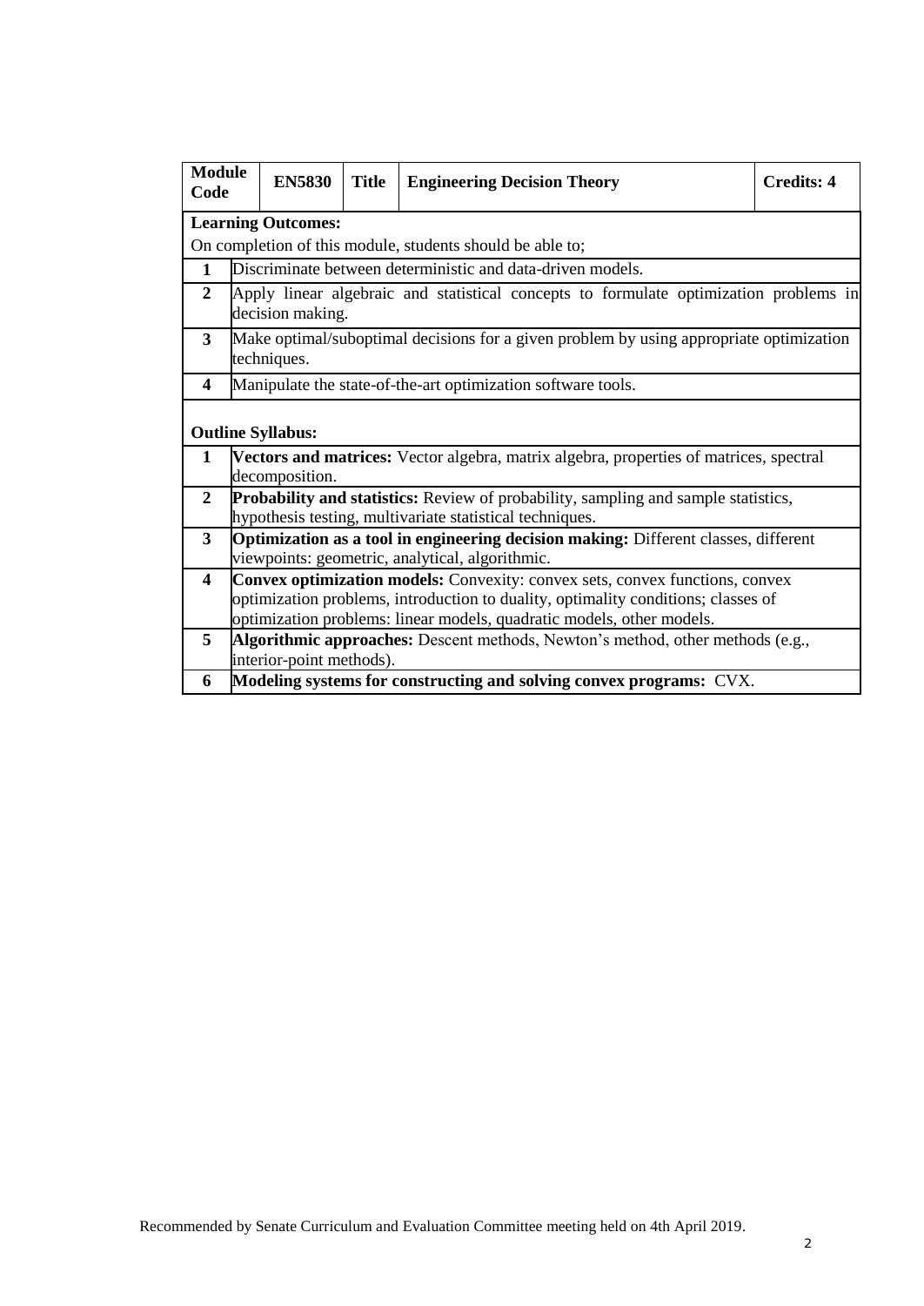| Module Code | EN5830 | Title | Engineering Decision Theory | Credits: 4 |
|---|---|---|---|---|

**Learning Outcomes:**

On completion of this module, students should be able to;

| | |
|---|---|
| **1** | Discriminate between deterministic and data-driven models. |
| **2** | Apply linear algebraic and statistical concepts to formulate optimization problems in decision making. |
| **3** | Make optimal/suboptimal decisions for a given problem by using appropriate optimization techniques. |
| **4** | Manipulate the state-of-the-art optimization software tools. |

**Outline Syllabus:**

| | |
|---|---|
| **1** | **Vectors and matrices:** Vector algebra, matrix algebra, properties of matrices, spectral decomposition. |
| **2** | **Probability and statistics:** Review of probability, sampling and sample statistics, hypothesis testing, multivariate statistical techniques. |
| **3** | **Optimization as a tool in engineering decision making:** Different classes, different viewpoints: geometric, analytical, algorithmic. |
| **4** | **Convex optimization models:** Convexity: convex sets, convex functions, convex optimization problems, introduction to duality, optimality conditions; classes of optimization problems: linear models, quadratic models, other models. |
| **5** | **Algorithmic approaches:** Descent methods, Newton's method, other methods (e.g., interior-point methods). |
| **6** | **Modeling systems for constructing and solving convex programs:** CVX. |

Recommended by Senate Curriculum and Evaluation Committee meeting held on 4th April 2019.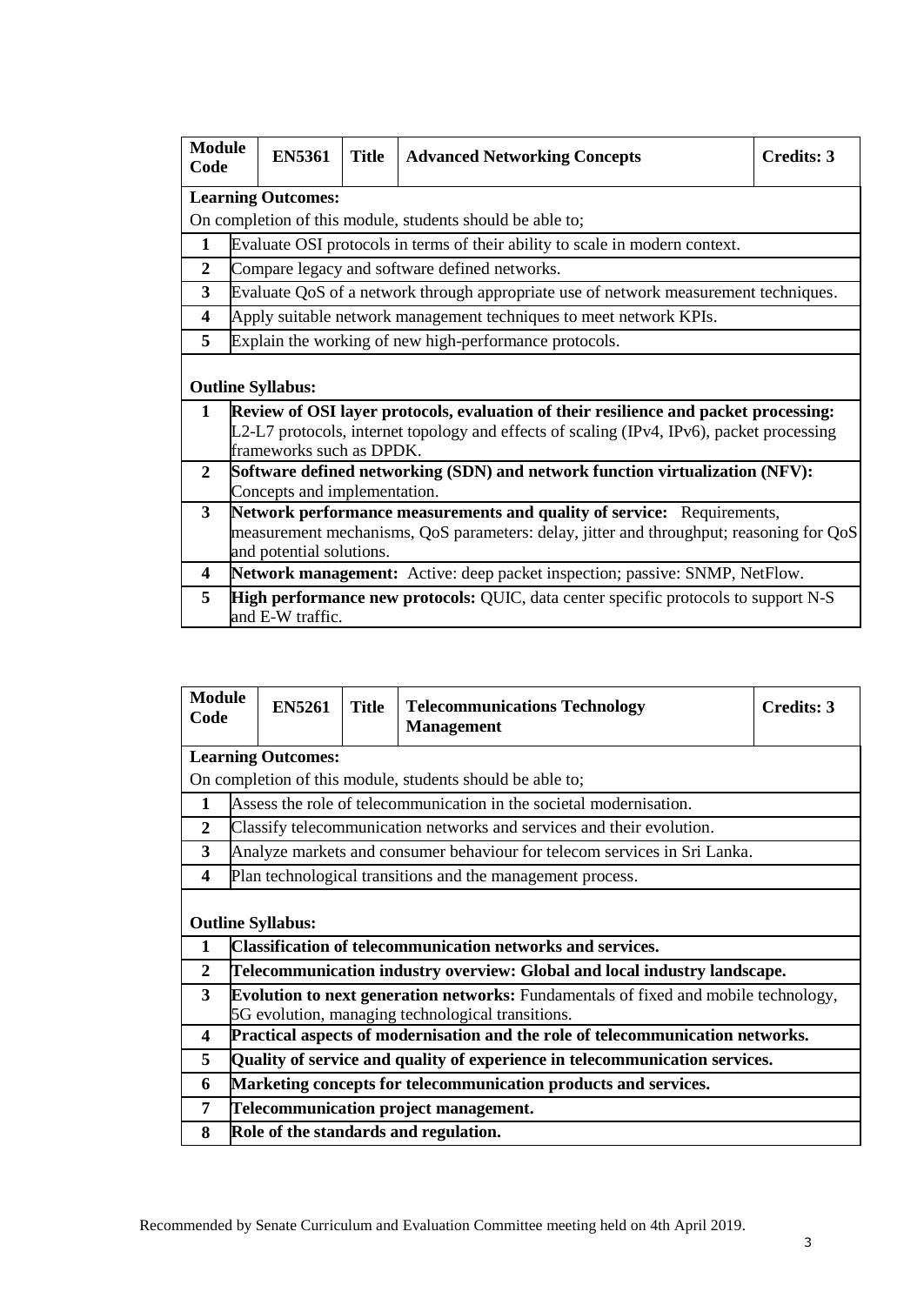| Module Code | EN5361 | Title | Advanced Networking Concepts | Credits: 3 |
|---|---|---|---|---|

**Learning Outcomes:**

On completion of this module, students should be able to;

| | |
|---|---|
| **1** | Evaluate OSI protocols in terms of their ability to scale in modern context. |
| **2** | Compare legacy and software defined networks. |
| **3** | Evaluate QoS of a network through appropriate use of network measurement techniques. |
| **4** | Apply suitable network management techniques to meet network KPIs. |
| **5** | Explain the working of new high-performance protocols. |

**Outline Syllabus:**

| | |
|---|---|
| **1** | **Review of OSI layer protocols, evaluation of their resilience and packet processing:** L2-L7 protocols, internet topology and effects of scaling (IPv4, IPv6), packet processing frameworks such as DPDK. |
| **2** | **Software defined networking (SDN) and network function virtualization (NFV):** Concepts and implementation. |
| **3** | **Network performance measurements and quality of service:** Requirements, measurement mechanisms, QoS parameters: delay, jitter and throughput; reasoning for QoS and potential solutions. |
| **4** | **Network management:** Active: deep packet inspection; passive: SNMP, NetFlow. |
| **5** | **High performance new protocols:** QUIC, data center specific protocols to support N-S and E-W traffic. |

| Module Code | EN5261 | Title | Telecommunications Technology Management | Credits: 3 |
|---|---|---|---|---|

**Learning Outcomes:**

On completion of this module, students should be able to;

| | |
|---|---|
| **1** | Assess the role of telecommunication in the societal modernisation. |
| **2** | Classify telecommunication networks and services and their evolution. |
| **3** | Analyze markets and consumer behaviour for telecom services in Sri Lanka. |
| **4** | Plan technological transitions and the management process. |

**Outline Syllabus:**

| | |
|---|---|
| **1** | **Classification of telecommunication networks and services.** |
| **2** | **Telecommunication industry overview: Global and local industry landscape.** |
| **3** | **Evolution to next generation networks:** Fundamentals of fixed and mobile technology, 5G evolution, managing technological transitions. |
| **4** | **Practical aspects of modernisation and the role of telecommunication networks.** |
| **5** | **Quality of service and quality of experience in telecommunication services.** |
| **6** | **Marketing concepts for telecommunication products and services.** |
| **7** | **Telecommunication project management.** |
| **8** | **Role of the standards and regulation.** |

Recommended by Senate Curriculum and Evaluation Committee meeting held on 4th April 2019.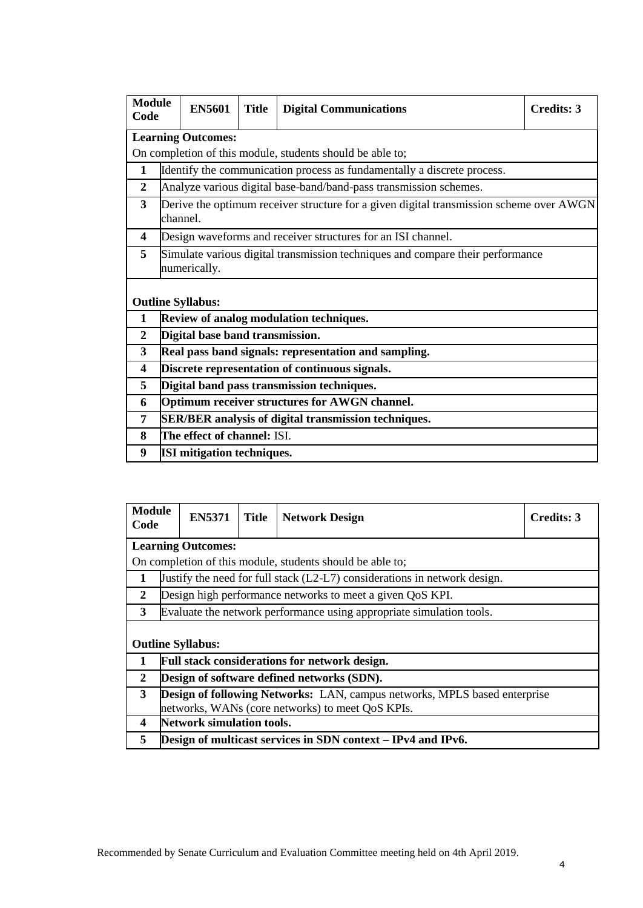| Module Code | EN5601 | Title | Digital Communications | Credits: 3 |
|---|---|---|---|---|

**Learning Outcomes:**

On completion of this module, students should be able to;

| | |
|---|---|
| **1** | Identify the communication process as fundamentally a discrete process. |
| **2** | Analyze various digital base-band/band-pass transmission schemes. |
| **3** | Derive the optimum receiver structure for a given digital transmission scheme over AWGN channel. |
| **4** | Design waveforms and receiver structures for an ISI channel. |
| **5** | Simulate various digital transmission techniques and compare their performance numerically. |

**Outline Syllabus:**

| | |
|---|---|
| **1** | **Review of analog modulation techniques.** |
| **2** | **Digital base band transmission.** |
| **3** | **Real pass band signals: representation and sampling.** |
| **4** | **Discrete representation of continuous signals.** |
| **5** | **Digital band pass transmission techniques.** |
| **6** | **Optimum receiver structures for AWGN channel.** |
| **7** | **SER/BER analysis of digital transmission techniques.** |
| **8** | **The effect of channel:** ISI. |
| **9** | **ISI mitigation techniques.** |

| Module Code | EN5371 | Title | Network Design | Credits: 3 |
|---|---|---|---|---|

**Learning Outcomes:**

On completion of this module, students should be able to;

| | |
|---|---|
| **1** | Justify the need for full stack (L2-L7) considerations in network design. |
| **2** | Design high performance networks to meet a given QoS KPI. |
| **3** | Evaluate the network performance using appropriate simulation tools. |

**Outline Syllabus:**

| | |
|---|---|
| **1** | **Full stack considerations for network design.** |
| **2** | **Design of software defined networks (SDN).** |
| **3** | **Design of following Networks:** LAN, campus networks, MPLS based enterprise networks, WANs (core networks) to meet QoS KPIs. |
| **4** | **Network simulation tools.** |
| **5** | **Design of multicast services in SDN context – IPv4 and IPv6.** |

Recommended by Senate Curriculum and Evaluation Committee meeting held on 4th April 2019.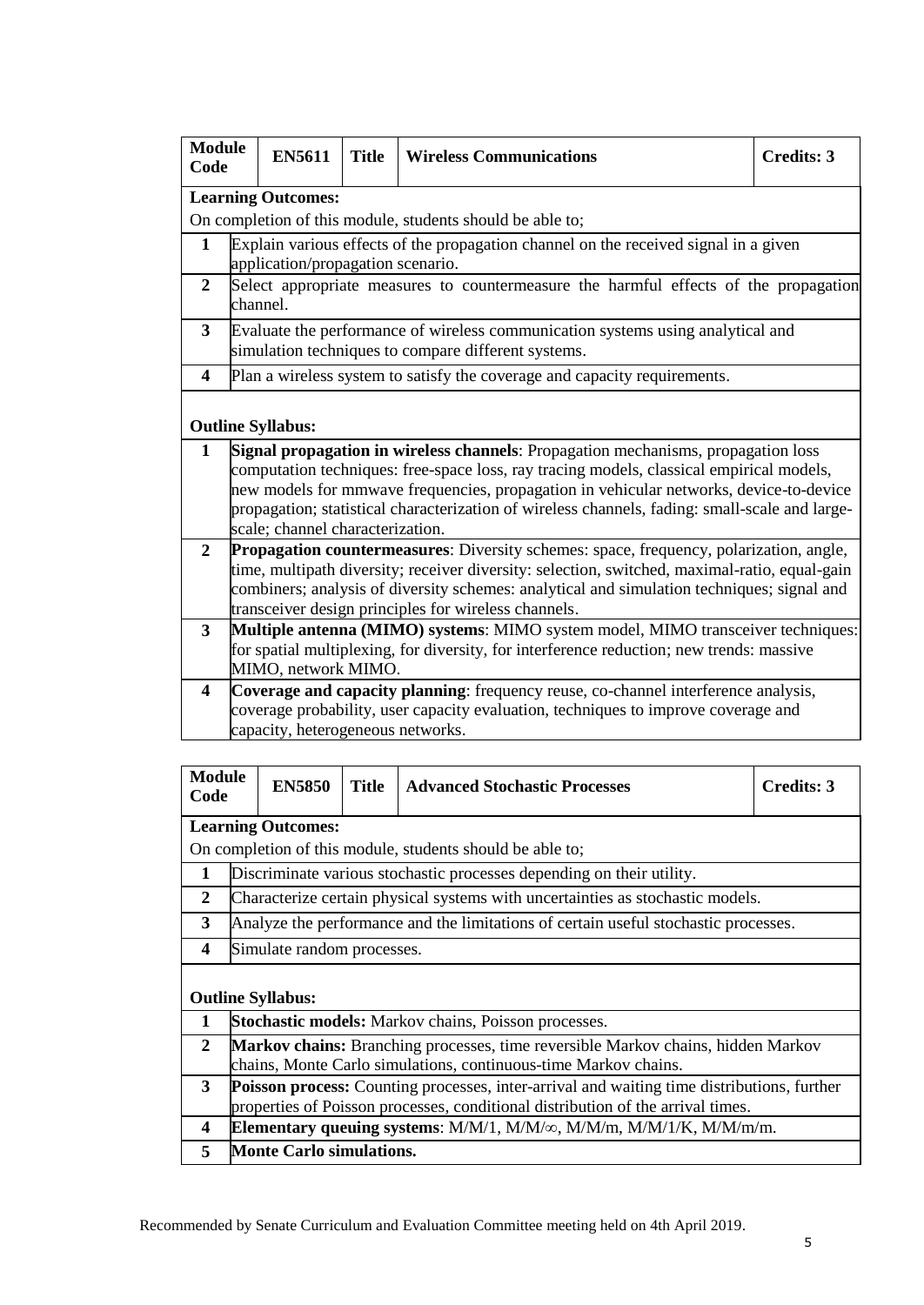| Module Code | EN5611 | Title | Wireless Communications | Credits: 3 |
|---|---|---|---|---|

**Learning Outcomes:**

On completion of this module, students should be able to;

| | |
|---|---|
| 1 | Explain various effects of the propagation channel on the received signal in a given application/propagation scenario. |
| 2 | Select appropriate measures to countermeasure the harmful effects of the propagation channel. |
| 3 | Evaluate the performance of wireless communication systems using analytical and simulation techniques to compare different systems. |
| 4 | Plan a wireless system to satisfy the coverage and capacity requirements. |

**Outline Syllabus:**

| | |
|---|---|
| 1 | **Signal propagation in wireless channels**: Propagation mechanisms, propagation loss computation techniques: free-space loss, ray tracing models, classical empirical models, new models for mmwave frequencies, propagation in vehicular networks, device-to-device propagation; statistical characterization of wireless channels, fading: small-scale and large-scale; channel characterization. |
| 2 | **Propagation countermeasures**: Diversity schemes: space, frequency, polarization, angle, time, multipath diversity; receiver diversity: selection, switched, maximal-ratio, equal-gain combiners; analysis of diversity schemes: analytical and simulation techniques; signal and transceiver design principles for wireless channels. |
| 3 | **Multiple antenna (MIMO) systems**: MIMO system model, MIMO transceiver techniques: for spatial multiplexing, for diversity, for interference reduction; new trends: massive MIMO, network MIMO. |
| 4 | **Coverage and capacity planning**: frequency reuse, co-channel interference analysis, coverage probability, user capacity evaluation, techniques to improve coverage and capacity, heterogeneous networks. |

| Module Code | EN5850 | Title | Advanced Stochastic Processes | Credits: 3 |
|---|---|---|---|---|

**Learning Outcomes:**

On completion of this module, students should be able to;

| | |
|---|---|
| 1 | Discriminate various stochastic processes depending on their utility. |
| 2 | Characterize certain physical systems with uncertainties as stochastic models. |
| 3 | Analyze the performance and the limitations of certain useful stochastic processes. |
| 4 | Simulate random processes. |

**Outline Syllabus:**

| | |
|---|---|
| 1 | **Stochastic models:** Markov chains, Poisson processes. |
| 2 | **Markov chains:** Branching processes, time reversible Markov chains, hidden Markov chains, Monte Carlo simulations, continuous-time Markov chains. |
| 3 | **Poisson process:** Counting processes, inter-arrival and waiting time distributions, further properties of Poisson processes, conditional distribution of the arrival times. |
| 4 | **Elementary queuing systems**: M/M/1, $M/M/\infty$, M/M/m, M/M/1/K, M/M/m/m. |
| 5 | **Monte Carlo simulations.** |

Recommended by Senate Curriculum and Evaluation Committee meeting held on 4th April 2019.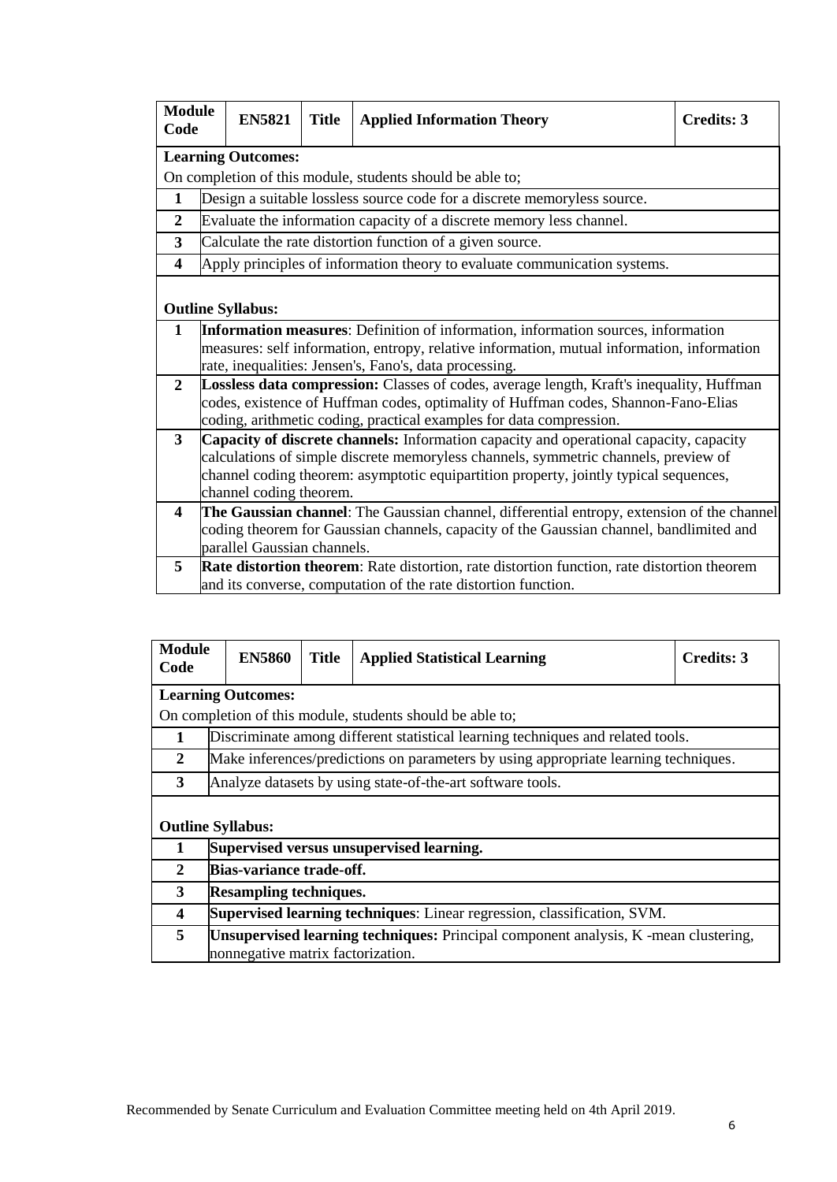| Module Code | EN5821 | Title | Applied Information Theory | Credits: 3 |
|---|---|---|---|---|

**Learning Outcomes:**

On completion of this module, students should be able to;

| | |
|---|---|
| **1** | Design a suitable lossless source code for a discrete memoryless source. |
| **2** | Evaluate the information capacity of a discrete memory less channel. |
| **3** | Calculate the rate distortion function of a given source. |
| **4** | Apply principles of information theory to evaluate communication systems. |

**Outline Syllabus:**

| | |
|---|---|
| **1** | **Information measures**: Definition of information, information sources, information measures: self information, entropy, relative information, mutual information, information rate, inequalities: Jensen's, Fano's, data processing. |
| **2** | **Lossless data compression:** Classes of codes, average length, Kraft's inequality, Huffman codes, existence of Huffman codes, optimality of Huffman codes, Shannon-Fano-Elias coding, arithmetic coding, practical examples for data compression. |
| **3** | **Capacity of discrete channels:** Information capacity and operational capacity, capacity calculations of simple discrete memoryless channels, symmetric channels, preview of channel coding theorem: asymptotic equipartition property, jointly typical sequences, channel coding theorem. |
| **4** | **The Gaussian channel**: The Gaussian channel, differential entropy, extension of the channel coding theorem for Gaussian channels, capacity of the Gaussian channel, bandlimited and parallel Gaussian channels. |
| **5** | **Rate distortion theorem**: Rate distortion, rate distortion function, rate distortion theorem and its converse, computation of the rate distortion function. |

| Module Code | EN5860 | Title | Applied Statistical Learning | Credits: 3 |
|---|---|---|---|---|

**Learning Outcomes:**

On completion of this module, students should be able to;

| | |
|---|---|
| **1** | Discriminate among different statistical learning techniques and related tools. |
| **2** | Make inferences/predictions on parameters by using appropriate learning techniques. |
| **3** | Analyze datasets by using state-of-the-art software tools. |

**Outline Syllabus:**

| | |
|---|---|
| **1** | **Supervised versus unsupervised learning.** |
| **2** | **Bias-variance trade-off.** |
| **3** | **Resampling techniques.** |
| **4** | **Supervised learning techniques**: Linear regression, classification, SVM. |
| **5** | **Unsupervised learning techniques:** Principal component analysis, K -mean clustering, nonnegative matrix factorization. |

Recommended by Senate Curriculum and Evaluation Committee meeting held on 4th April 2019.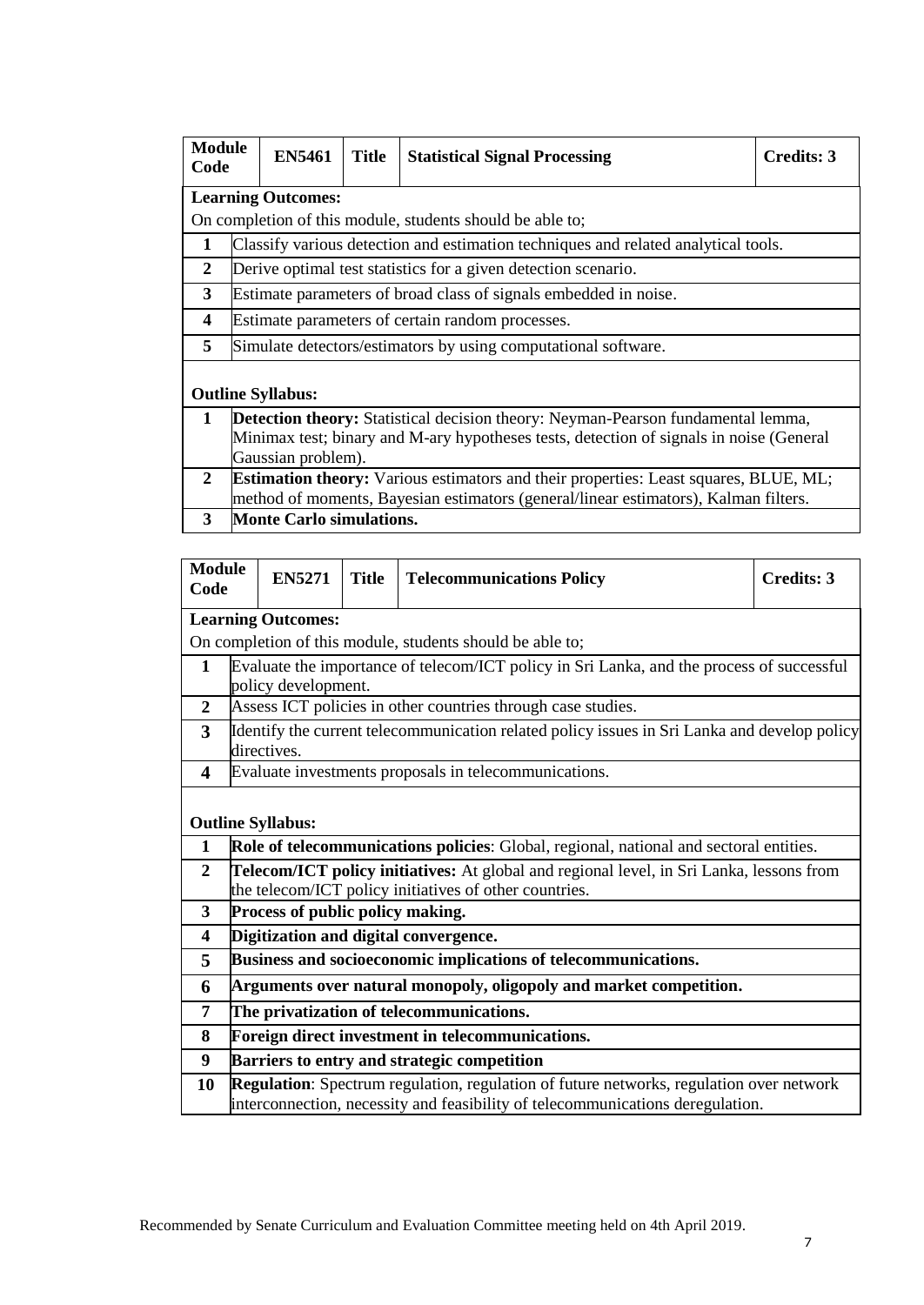| Module Code | EN5461 | Title | Statistical Signal Processing | Credits: 3 |
|---|---|---|---|---|

**Learning Outcomes:**

On completion of this module, students should be able to;

| | |
|---|---|
| **1** | Classify various detection and estimation techniques and related analytical tools. |
| **2** | Derive optimal test statistics for a given detection scenario. |
| **3** | Estimate parameters of broad class of signals embedded in noise. |
| **4** | Estimate parameters of certain random processes. |
| **5** | Simulate detectors/estimators by using computational software. |

**Outline Syllabus:**

| | |
|---|---|
| **1** | **Detection theory:** Statistical decision theory: Neyman-Pearson fundamental lemma, Minimax test; binary and M-ary hypotheses tests, detection of signals in noise (General Gaussian problem). |
| **2** | **Estimation theory:** Various estimators and their properties: Least squares, BLUE, ML; method of moments, Bayesian estimators (general/linear estimators), Kalman filters. |
| **3** | **Monte Carlo simulations.** |

| Module Code | EN5271 | Title | Telecommunications Policy | Credits: 3 |
|---|---|---|---|---|

**Learning Outcomes:**

On completion of this module, students should be able to;

| | |
|---|---|
| **1** | Evaluate the importance of telecom/ICT policy in Sri Lanka, and the process of successful policy development. |
| **2** | Assess ICT policies in other countries through case studies. |
| **3** | Identify the current telecommunication related policy issues in Sri Lanka and develop policy directives. |
| **4** | Evaluate investments proposals in telecommunications. |

**Outline Syllabus:**

| | |
|---|---|
| **1** | **Role of telecommunications policies**: Global, regional, national and sectoral entities. |
| **2** | **Telecom/ICT policy initiatives:** At global and regional level, in Sri Lanka, lessons from the telecom/ICT policy initiatives of other countries. |
| **3** | **Process of public policy making.** |
| **4** | **Digitization and digital convergence.** |
| **5** | **Business and socioeconomic implications of telecommunications.** |
| **6** | **Arguments over natural monopoly, oligopoly and market competition.** |
| **7** | **The privatization of telecommunications.** |
| **8** | **Foreign direct investment in telecommunications.** |
| **9** | **Barriers to entry and strategic competition** |
| **10** | **Regulation**: Spectrum regulation, regulation of future networks, regulation over network interconnection, necessity and feasibility of telecommunications deregulation. |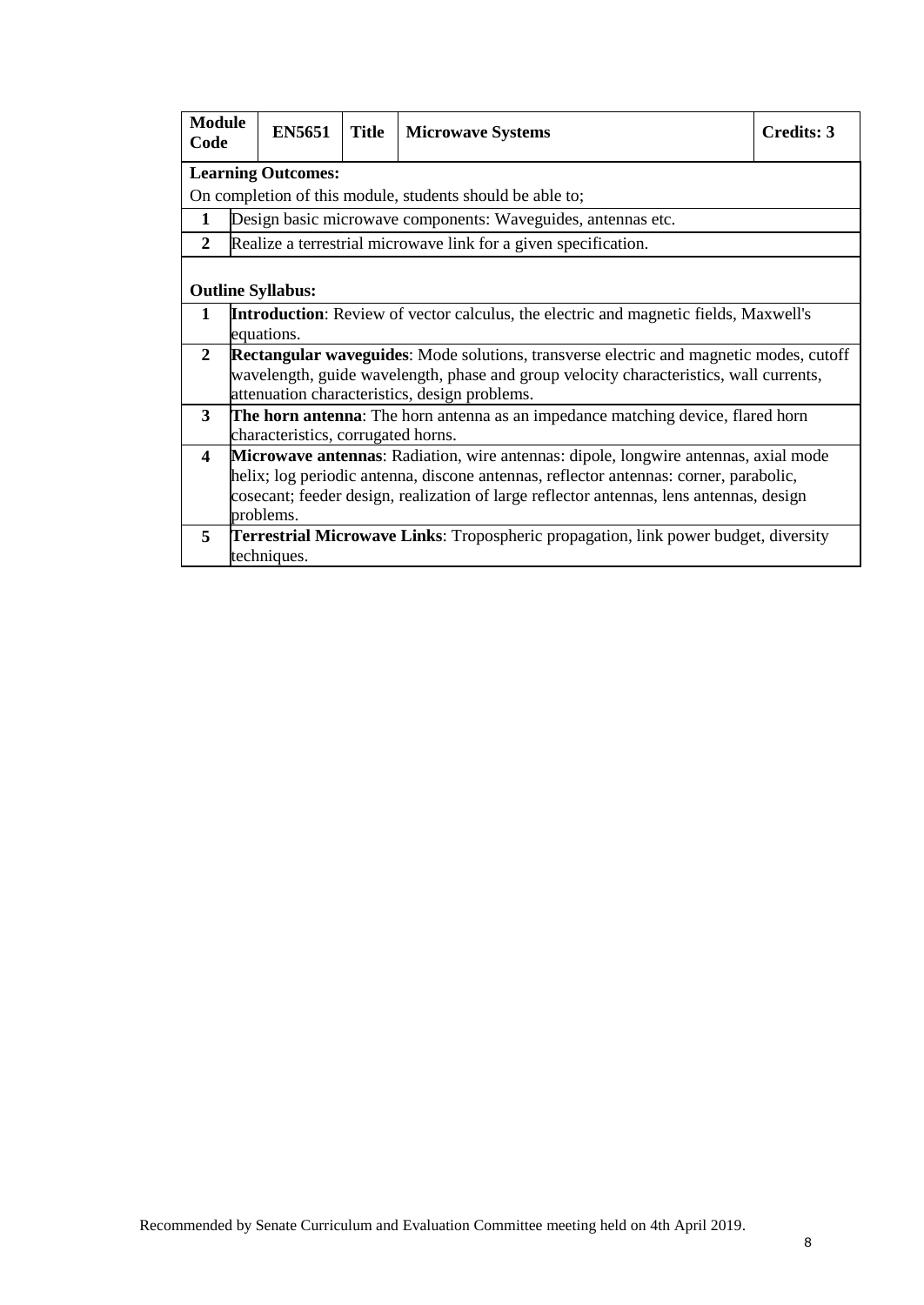| Module Code | EN5651 | Title | Microwave Systems | Credits: 3 |
|---|---|---|---|---|

**Learning Outcomes:**

On completion of this module, students should be able to;

| | |
|---|---|
| **1** | Design basic microwave components: Waveguides, antennas etc. |
| **2** | Realize a terrestrial microwave link for a given specification. |

**Outline Syllabus:**

| | |
|---|---|
| **1** | **Introduction**: Review of vector calculus, the electric and magnetic fields, Maxwell's equations. |
| **2** | **Rectangular waveguides**: Mode solutions, transverse electric and magnetic modes, cutoff wavelength, guide wavelength, phase and group velocity characteristics, wall currents, attenuation characteristics, design problems. |
| **3** | **The horn antenna**: The horn antenna as an impedance matching device, flared horn characteristics, corrugated horns. |
| **4** | **Microwave antennas**: Radiation, wire antennas: dipole, longwire antennas, axial mode helix; log periodic antenna, discone antennas, reflector antennas: corner, parabolic, cosecant; feeder design, realization of large reflector antennas, lens antennas, design problems. |
| **5** | **Terrestrial Microwave Links**: Tropospheric propagation, link power budget, diversity techniques. |

Recommended by Senate Curriculum and Evaluation Committee meeting held on 4th April 2019.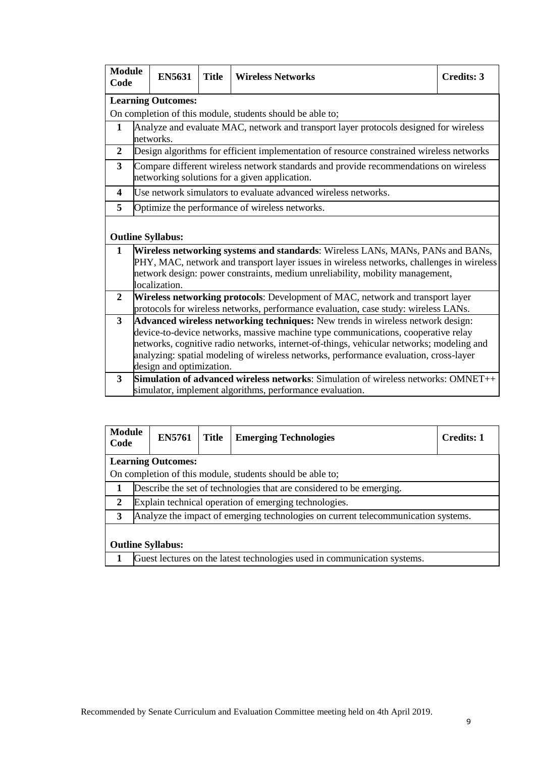| Module Code | EN5631 | Title | Wireless Networks | Credits: 3 |
|---|---|---|---|---|

**Learning Outcomes:**

On completion of this module, students should be able to;

| | |
|---|---|
| **1** | Analyze and evaluate MAC, network and transport layer protocols designed for wireless networks. |
| **2** | Design algorithms for efficient implementation of resource constrained wireless networks |
| **3** | Compare different wireless network standards and provide recommendations on wireless networking solutions for a given application. |
| **4** | Use network simulators to evaluate advanced wireless networks. |
| **5** | Optimize the performance of wireless networks. |

**Outline Syllabus:**

| | |
|---|---|
| **1** | **Wireless networking systems and standards**: Wireless LANs, MANs, PANs and BANs, PHY, MAC, network and transport layer issues in wireless networks, challenges in wireless network design: power constraints, medium unreliability, mobility management, localization. |
| **2** | **Wireless networking protocols**: Development of MAC, network and transport layer protocols for wireless networks, performance evaluation, case study: wireless LANs. |
| **3** | **Advanced wireless networking techniques:** New trends in wireless network design: device-to-device networks, massive machine type communications, cooperative relay networks, cognitive radio networks, internet-of-things, vehicular networks; modeling and analyzing: spatial modeling of wireless networks, performance evaluation, cross-layer design and optimization. |
| **3** | **Simulation of advanced wireless networks**: Simulation of wireless networks: OMNET++ simulator, implement algorithms, performance evaluation. |

| Module Code | EN5761 | Title | Emerging Technologies | Credits: 1 |
|---|---|---|---|---|

**Learning Outcomes:**

On completion of this module, students should be able to;

| | |
|---|---|
| **1** | Describe the set of technologies that are considered to be emerging. |
| **2** | Explain technical operation of emerging technologies. |
| **3** | Analyze the impact of emerging technologies on current telecommunication systems. |

**Outline Syllabus:**

| | |
|---|---|
| **1** | Guest lectures on the latest technologies used in communication systems. |

Recommended by Senate Curriculum and Evaluation Committee meeting held on 4th April 2019.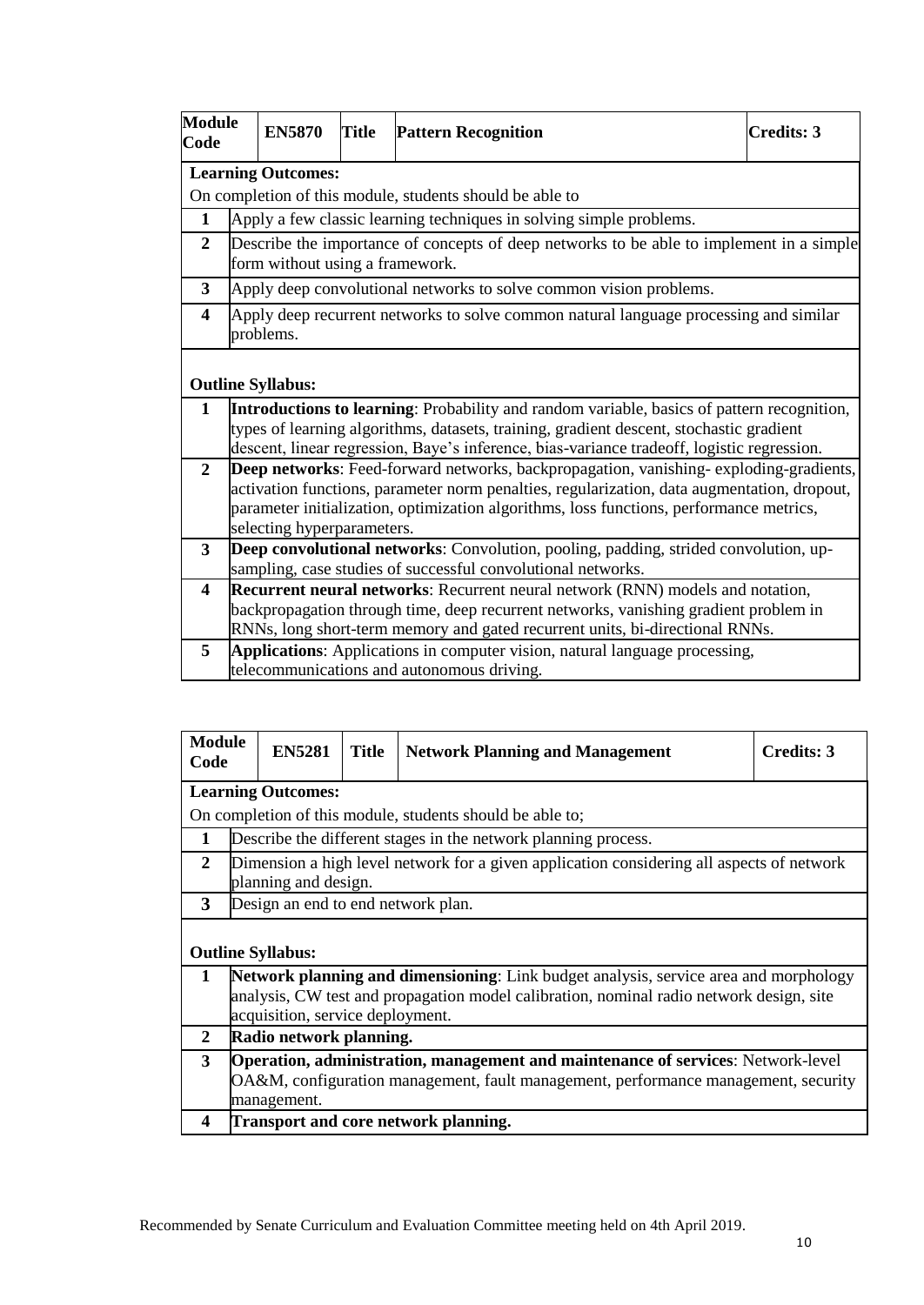| Module Code | EN5870 | Title | Pattern Recognition | Credits: 3 |
|---|---|---|---|---|

**Learning Outcomes:**

On completion of this module, students should be able to

| | |
|---|---|
| 1 | Apply a few classic learning techniques in solving simple problems. |
| 2 | Describe the importance of concepts of deep networks to be able to implement in a simple form without using a framework. |
| 3 | Apply deep convolutional networks to solve common vision problems. |
| 4 | Apply deep recurrent networks to solve common natural language processing and similar problems. |

**Outline Syllabus:**

| | |
|---|---|
| 1 | **Introductions to learning**: Probability and random variable, basics of pattern recognition, types of learning algorithms, datasets, training, gradient descent, stochastic gradient descent, linear regression, Baye's inference, bias-variance tradeoff, logistic regression. |
| 2 | **Deep networks**: Feed-forward networks, backpropagation, vanishing- exploding-gradients, activation functions, parameter norm penalties, regularization, data augmentation, dropout, parameter initialization, optimization algorithms, loss functions, performance metrics, selecting hyperparameters. |
| 3 | **Deep convolutional networks**: Convolution, pooling, padding, strided convolution, up-sampling, case studies of successful convolutional networks. |
| 4 | **Recurrent neural networks**: Recurrent neural network (RNN) models and notation, backpropagation through time, deep recurrent networks, vanishing gradient problem in RNNs, long short-term memory and gated recurrent units, bi-directional RNNs. |
| 5 | **Applications**: Applications in computer vision, natural language processing, telecommunications and autonomous driving. |

| Module Code | EN5281 | Title | Network Planning and Management | Credits: 3 |
|---|---|---|---|---|

**Learning Outcomes:**

On completion of this module, students should be able to;

| | |
|---|---|
| 1 | Describe the different stages in the network planning process. |
| 2 | Dimension a high level network for a given application considering all aspects of network planning and design. |
| 3 | Design an end to end network plan. |

**Outline Syllabus:**

| | |
|---|---|
| 1 | **Network planning and dimensioning**: Link budget analysis, service area and morphology analysis, CW test and propagation model calibration, nominal radio network design, site acquisition, service deployment. |
| 2 | **Radio network planning.** |
| 3 | **Operation, administration, management and maintenance of services**: Network-level OA&M, configuration management, fault management, performance management, security management. |
| 4 | **Transport and core network planning.** |

Recommended by Senate Curriculum and Evaluation Committee meeting held on 4th April 2019.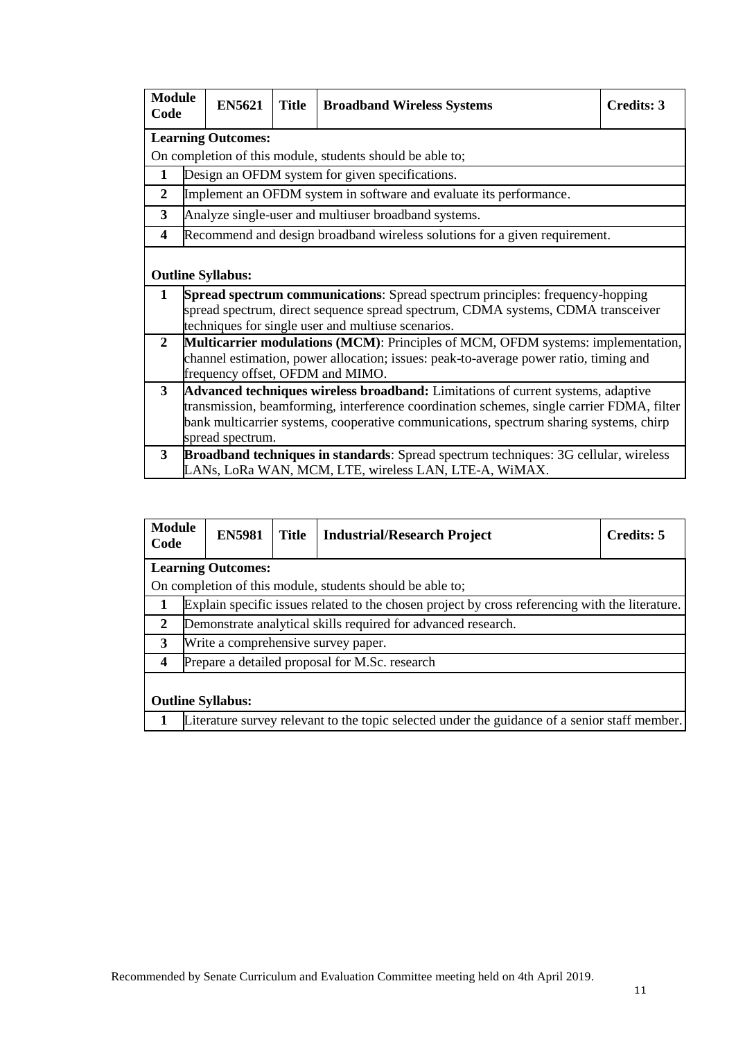| Module Code | EN5621 | Title | Broadband Wireless Systems | Credits: 3 |
|---|---|---|---|---|

**Learning Outcomes:**

On completion of this module, students should be able to;

| | |
|---|---|
| **1** | Design an OFDM system for given specifications. |
| **2** | Implement an OFDM system in software and evaluate its performance. |
| **3** | Analyze single-user and multiuser broadband systems. |
| **4** | Recommend and design broadband wireless solutions for a given requirement. |

**Outline Syllabus:**

| | |
|---|---|
| **1** | **Spread spectrum communications**: Spread spectrum principles: frequency-hopping spread spectrum, direct sequence spread spectrum, CDMA systems, CDMA transceiver techniques for single user and multiuse scenarios. |
| **2** | **Multicarrier modulations (MCM)**: Principles of MCM, OFDM systems: implementation, channel estimation, power allocation; issues: peak-to-average power ratio, timing and frequency offset, OFDM and MIMO. |
| **3** | **Advanced techniques wireless broadband:** Limitations of current systems, adaptive transmission, beamforming, interference coordination schemes, single carrier FDMA, filter bank multicarrier systems, cooperative communications, spectrum sharing systems, chirp spread spectrum. |
| **3** | **Broadband techniques in standards**: Spread spectrum techniques: 3G cellular, wireless LANs, LoRa WAN, MCM, LTE, wireless LAN, LTE-A, WiMAX. |

| Module Code | EN5981 | Title | Industrial/Research Project | Credits: 5 |
|---|---|---|---|---|

**Learning Outcomes:**

On completion of this module, students should be able to;

| | |
|---|---|
| **1** | Explain specific issues related to the chosen project by cross referencing with the literature. |
| **2** | Demonstrate analytical skills required for advanced research. |
| **3** | Write a comprehensive survey paper. |
| **4** | Prepare a detailed proposal for M.Sc. research |

**Outline Syllabus:**

| | |
|---|---|
| **1** | Literature survey relevant to the topic selected under the guidance of a senior staff member. |

Recommended by Senate Curriculum and Evaluation Committee meeting held on 4th April 2019.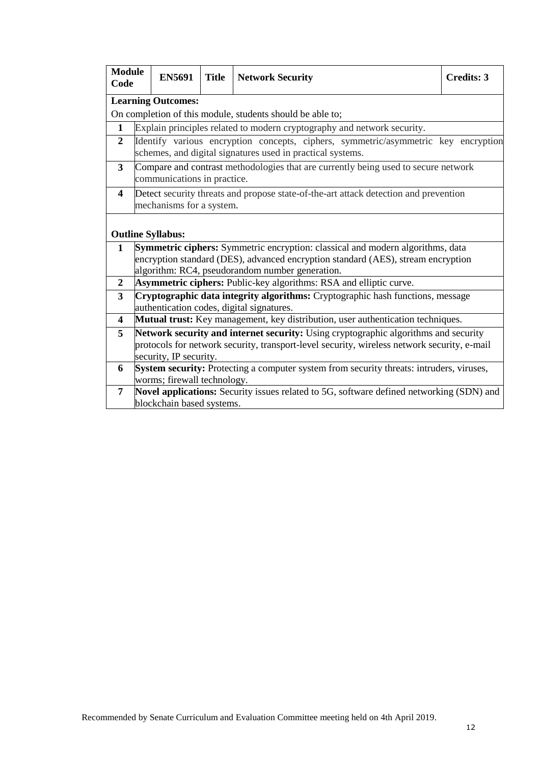| Module Code | EN5691 | Title | Network Security | Credits: 3 |
|---|---|---|---|---|

**Learning Outcomes:**

On completion of this module, students should be able to;

| | |
|---|---|
| **1** | Explain principles related to modern cryptography and network security. |
| **2** | Identify various encryption concepts, ciphers, symmetric/asymmetric key encryption schemes, and digital signatures used in practical systems. |
| **3** | Compare and contrast methodologies that are currently being used to secure network communications in practice. |
| **4** | Detect security threats and propose state-of-the-art attack detection and prevention mechanisms for a system. |

**Outline Syllabus:**

| | |
|---|---|
| **1** | **Symmetric ciphers:** Symmetric encryption: classical and modern algorithms, data encryption standard (DES), advanced encryption standard (AES), stream encryption algorithm: RC4, pseudorandom number generation. |
| **2** | **Asymmetric ciphers:** Public-key algorithms: RSA and elliptic curve. |
| **3** | **Cryptographic data integrity algorithms:** Cryptographic hash functions, message authentication codes, digital signatures. |
| **4** | **Mutual trust:** Key management, key distribution, user authentication techniques. |
| **5** | **Network security and internet security:** Using cryptographic algorithms and security protocols for network security, transport-level security, wireless network security, e-mail security, IP security. |
| **6** | **System security:** Protecting a computer system from security threats: intruders, viruses, worms; firewall technology. |
| **7** | **Novel applications:** Security issues related to 5G, software defined networking (SDN) and blockchain based systems. |

Recommended by Senate Curriculum and Evaluation Committee meeting held on 4th April 2019.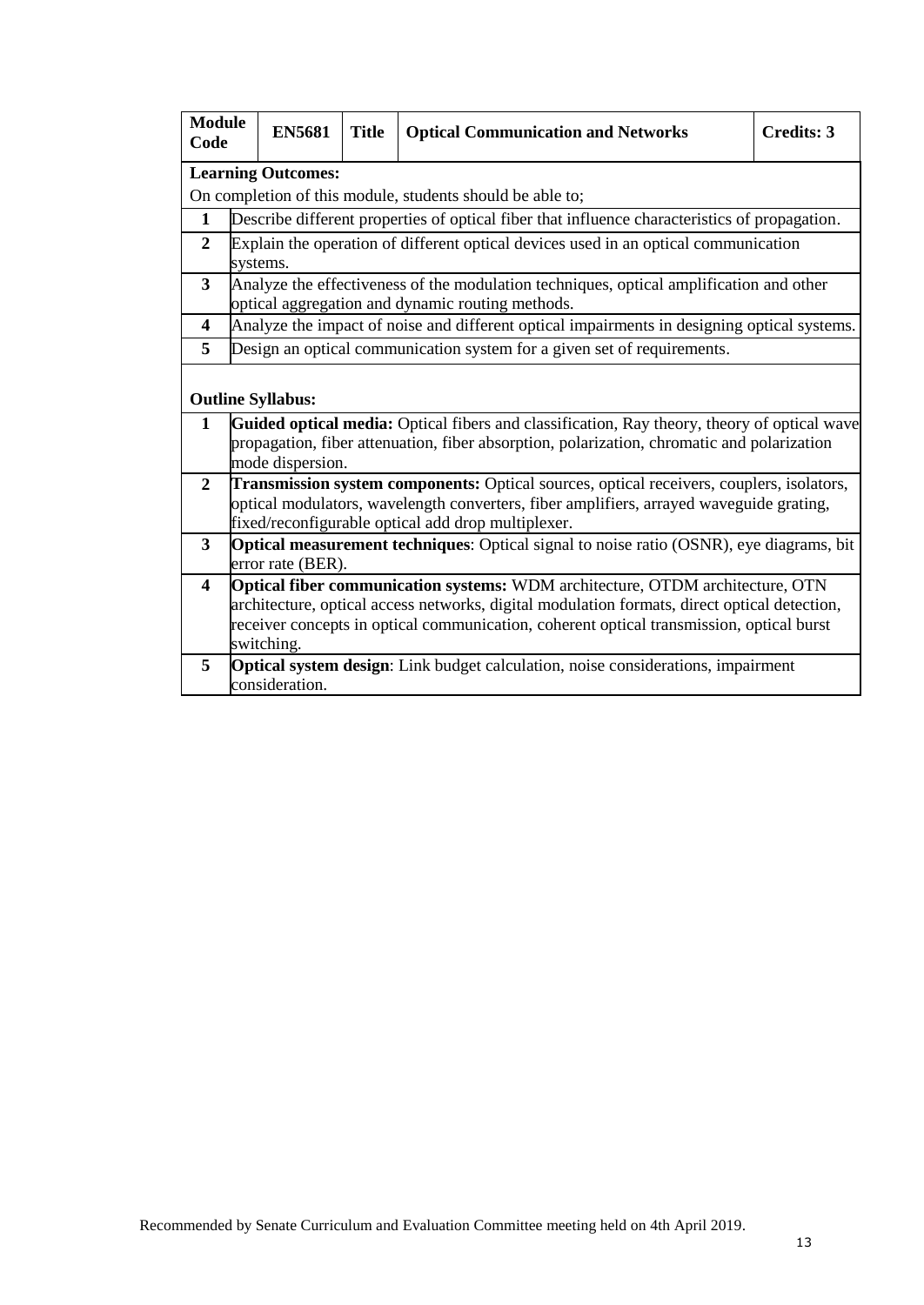| Module Code | EN5681 | Title | Optical Communication and Networks | Credits: 3 |
|---|---|---|---|---|

**Learning Outcomes:**

On completion of this module, students should be able to;

| | |
|---|---|
| **1** | Describe different properties of optical fiber that influence characteristics of propagation. |
| **2** | Explain the operation of different optical devices used in an optical communication systems. |
| **3** | Analyze the effectiveness of the modulation techniques, optical amplification and other optical aggregation and dynamic routing methods. |
| **4** | Analyze the impact of noise and different optical impairments in designing optical systems. |
| **5** | Design an optical communication system for a given set of requirements. |

**Outline Syllabus:**

| | |
|---|---|
| **1** | **Guided optical media:** Optical fibers and classification, Ray theory, theory of optical wave propagation, fiber attenuation, fiber absorption, polarization, chromatic and polarization mode dispersion. |
| **2** | **Transmission system components:** Optical sources, optical receivers, couplers, isolators, optical modulators, wavelength converters, fiber amplifiers, arrayed waveguide grating, fixed/reconfigurable optical add drop multiplexer. |
| **3** | **Optical measurement techniques**: Optical signal to noise ratio (OSNR), eye diagrams, bit error rate (BER). |
| **4** | **Optical fiber communication systems:** WDM architecture, OTDM architecture, OTN architecture, optical access networks, digital modulation formats, direct optical detection, receiver concepts in optical communication, coherent optical transmission, optical burst switching. |
| **5** | **Optical system design**: Link budget calculation, noise considerations, impairment consideration. |

Recommended by Senate Curriculum and Evaluation Committee meeting held on 4th April 2019.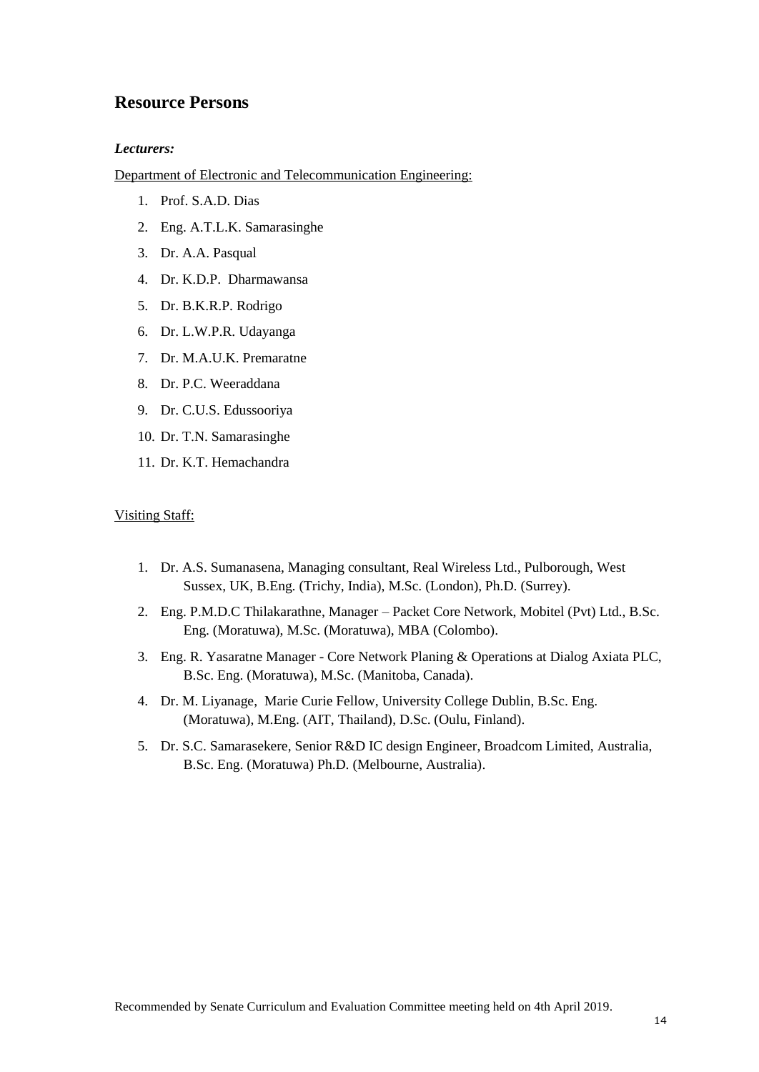## Resource Persons

***Lecturers:***

Department of Electronic and Telecommunication Engineering:

1. Prof. S.A.D. Dias
2. Eng. A.T.L.K. Samarasinghe
3. Dr. A.A. Pasqual
4. Dr. K.D.P. Dharmawansa
5. Dr. B.K.R.P. Rodrigo
6. Dr. L.W.P.R. Udayanga
7. Dr. M.A.U.K. Premaratne
8. Dr. P.C. Weeraddana
9. Dr. C.U.S. Edussooriya
10. Dr. T.N. Samarasinghe
11. Dr. K.T. Hemachandra

Visiting Staff:

1. Dr. A.S. Sumanasena, Managing consultant, Real Wireless Ltd., Pulborough, West Sussex, UK, B.Eng. (Trichy, India), M.Sc. (London), Ph.D. (Surrey).
2. Eng. P.M.D.C Thilakarathne, Manager – Packet Core Network, Mobitel (Pvt) Ltd., B.Sc. Eng. (Moratuwa), M.Sc. (Moratuwa), MBA (Colombo).
3. Eng. R. Yasaratne Manager - Core Network Planing & Operations at Dialog Axiata PLC, B.Sc. Eng. (Moratuwa), M.Sc. (Manitoba, Canada).
4. Dr. M. Liyanage, Marie Curie Fellow, University College Dublin, B.Sc. Eng. (Moratuwa), M.Eng. (AIT, Thailand), D.Sc. (Oulu, Finland).
5. Dr. S.C. Samarasekere, Senior R&D IC design Engineer, Broadcom Limited, Australia, B.Sc. Eng. (Moratuwa) Ph.D. (Melbourne, Australia).

Recommended by Senate Curriculum and Evaluation Committee meeting held on 4th April 2019.